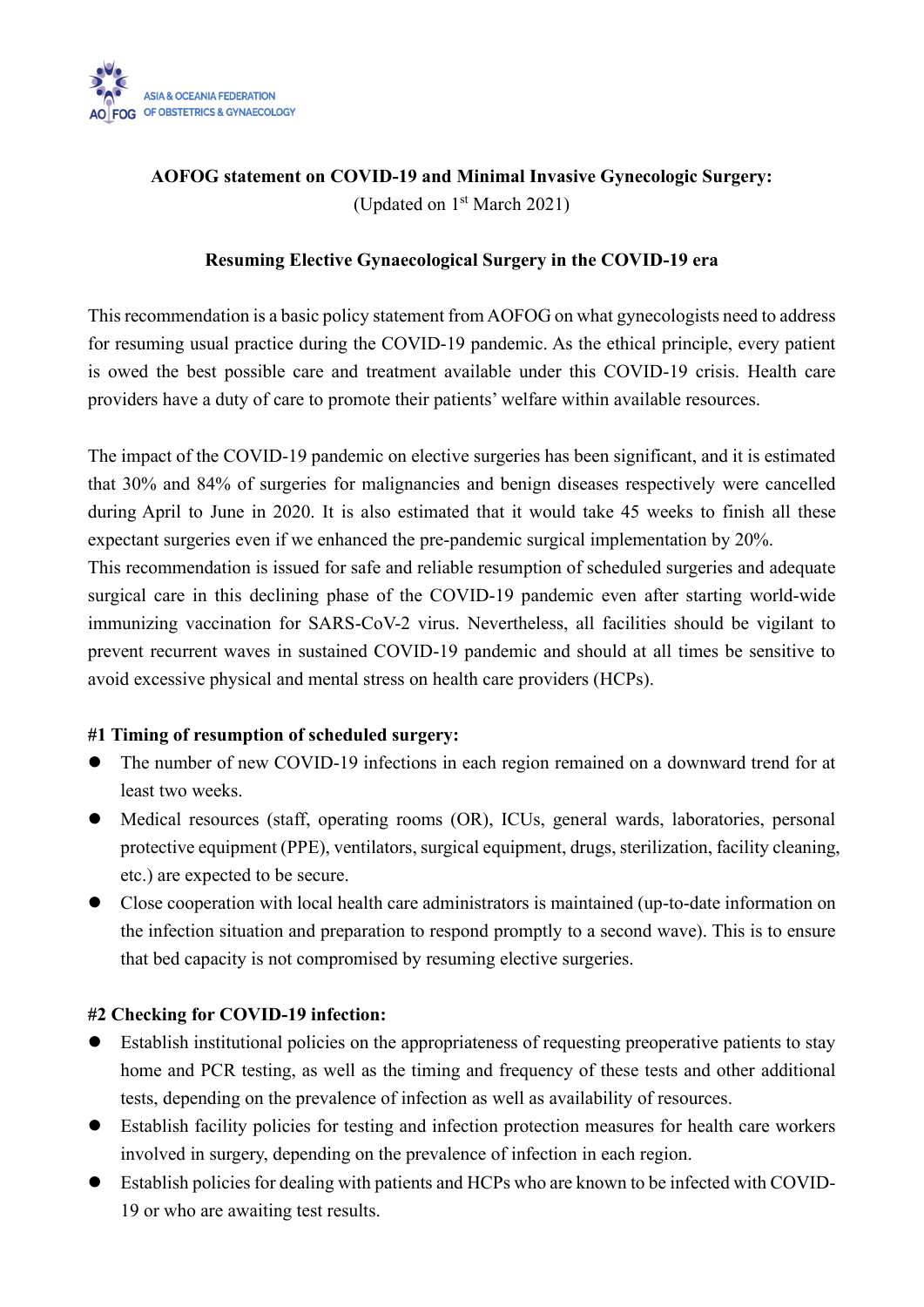ASIA & OCEANIA FEDERATION OF OBSTETRICS & GYNAECOLOGY

**AOFOG statement on COVID-19 and Minimal Invasive Gynecologic Surgery:**
(Updated on 1st March 2021)

**Resuming Elective Gynaecological Surgery in the COVID-19 era**

This recommendation is a basic policy statement from AOFOG on what gynecologists need to address for resuming usual practice during the COVID-19 pandemic. As the ethical principle, every patient is owed the best possible care and treatment available under this COVID-19 crisis. Health care providers have a duty of care to promote their patients' welfare within available resources.

The impact of the COVID-19 pandemic on elective surgeries has been significant, and it is estimated that 30% and 84% of surgeries for malignancies and benign diseases respectively were cancelled during April to June in 2020. It is also estimated that it would take 45 weeks to finish all these expectant surgeries even if we enhanced the pre-pandemic surgical implementation by 20%.
This recommendation is issued for safe and reliable resumption of scheduled surgeries and adequate surgical care in this declining phase of the COVID-19 pandemic even after starting world-wide immunizing vaccination for SARS-CoV-2 virus. Nevertheless, all facilities should be vigilant to prevent recurrent waves in sustained COVID-19 pandemic and should at all times be sensitive to avoid excessive physical and mental stress on health care providers (HCPs).

**#1 Timing of resumption of scheduled surgery:**

- The number of new COVID-19 infections in each region remained on a downward trend for at least two weeks.
- Medical resources (staff, operating rooms (OR), ICUs, general wards, laboratories, personal protective equipment (PPE), ventilators, surgical equipment, drugs, sterilization, facility cleaning, etc.) are expected to be secure.
- Close cooperation with local health care administrators is maintained (up-to-date information on the infection situation and preparation to respond promptly to a second wave). This is to ensure that bed capacity is not compromised by resuming elective surgeries.

**#2 Checking for COVID-19 infection:**

- Establish institutional policies on the appropriateness of requesting preoperative patients to stay home and PCR testing, as well as the timing and frequency of these tests and other additional tests, depending on the prevalence of infection as well as availability of resources.
- Establish facility policies for testing and infection protection measures for health care workers involved in surgery, depending on the prevalence of infection in each region.
- Establish policies for dealing with patients and HCPs who are known to be infected with COVID-19 or who are awaiting test results.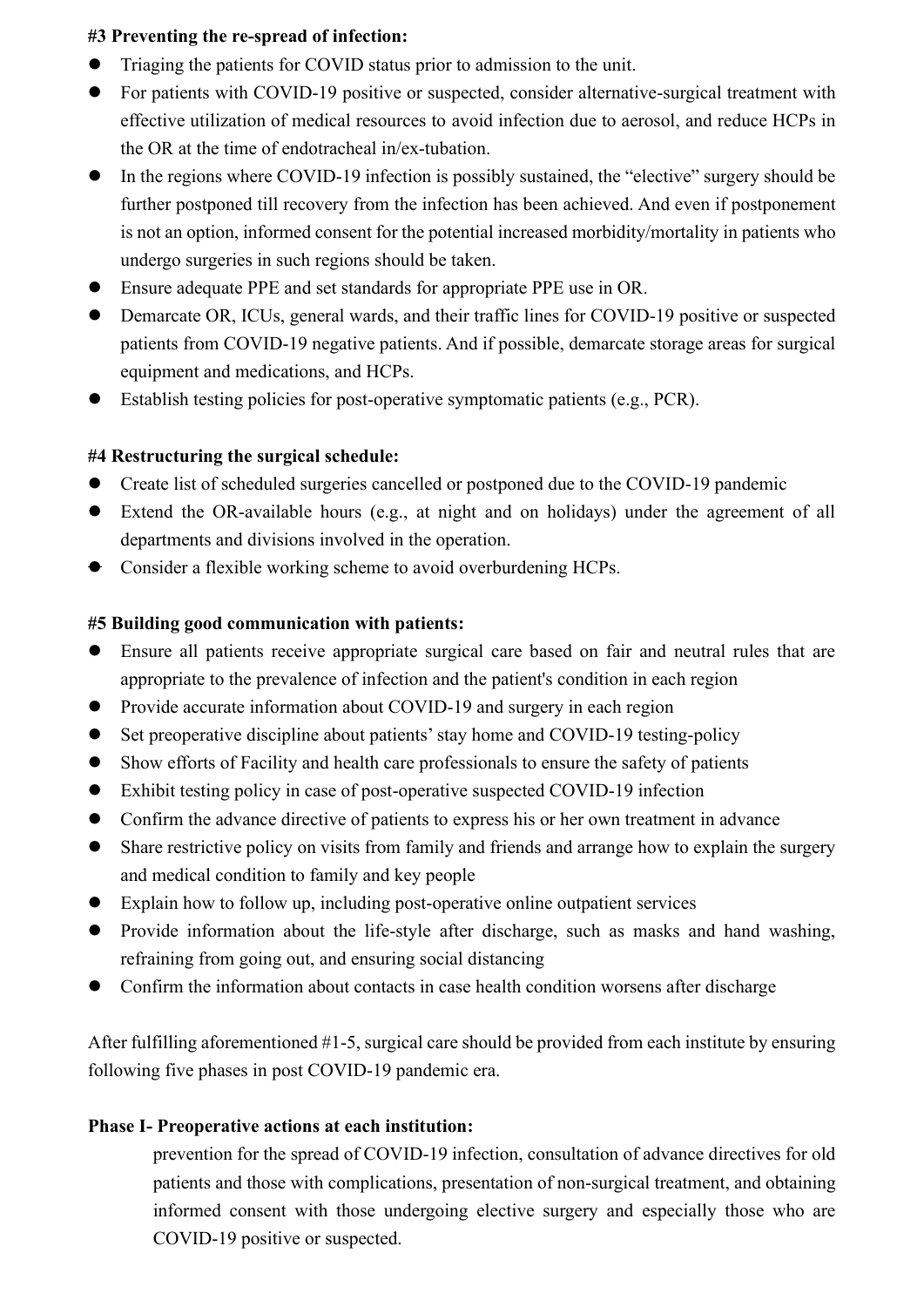**#3 Preventing the re-spread of infection:**

- Triaging the patients for COVID status prior to admission to the unit.
- For patients with COVID-19 positive or suspected, consider alternative-surgical treatment with effective utilization of medical resources to avoid infection due to aerosol, and reduce HCPs in the OR at the time of endotracheal in/ex-tubation.
- In the regions where COVID-19 infection is possibly sustained, the "elective" surgery should be further postponed till recovery from the infection has been achieved. And even if postponement is not an option, informed consent for the potential increased morbidity/mortality in patients who undergo surgeries in such regions should be taken.
- Ensure adequate PPE and set standards for appropriate PPE use in OR.
- Demarcate OR, ICUs, general wards, and their traffic lines for COVID-19 positive or suspected patients from COVID-19 negative patients. And if possible, demarcate storage areas for surgical equipment and medications, and HCPs.
- Establish testing policies for post-operative symptomatic patients (e.g., PCR).

**#4 Restructuring the surgical schedule:**

- Create list of scheduled surgeries cancelled or postponed due to the COVID-19 pandemic
- Extend the OR-available hours (e.g., at night and on holidays) under the agreement of all departments and divisions involved in the operation.
- Consider a flexible working scheme to avoid overburdening HCPs.

**#5 Building good communication with patients:**

- Ensure all patients receive appropriate surgical care based on fair and neutral rules that are appropriate to the prevalence of infection and the patient's condition in each region
- Provide accurate information about COVID-19 and surgery in each region
- Set preoperative discipline about patients' stay home and COVID-19 testing-policy
- Show efforts of Facility and health care professionals to ensure the safety of patients
- Exhibit testing policy in case of post-operative suspected COVID-19 infection
- Confirm the advance directive of patients to express his or her own treatment in advance
- Share restrictive policy on visits from family and friends and arrange how to explain the surgery and medical condition to family and key people
- Explain how to follow up, including post-operative online outpatient services
- Provide information about the life-style after discharge, such as masks and hand washing, refraining from going out, and ensuring social distancing
- Confirm the information about contacts in case health condition worsens after discharge

After fulfilling aforementioned #1-5, surgical care should be provided from each institute by ensuring following five phases in post COVID-19 pandemic era.

**Phase I- Preoperative actions at each institution:**

prevention for the spread of COVID-19 infection, consultation of advance directives for old patients and those with complications, presentation of non-surgical treatment, and obtaining informed consent with those undergoing elective surgery and especially those who are COVID-19 positive or suspected.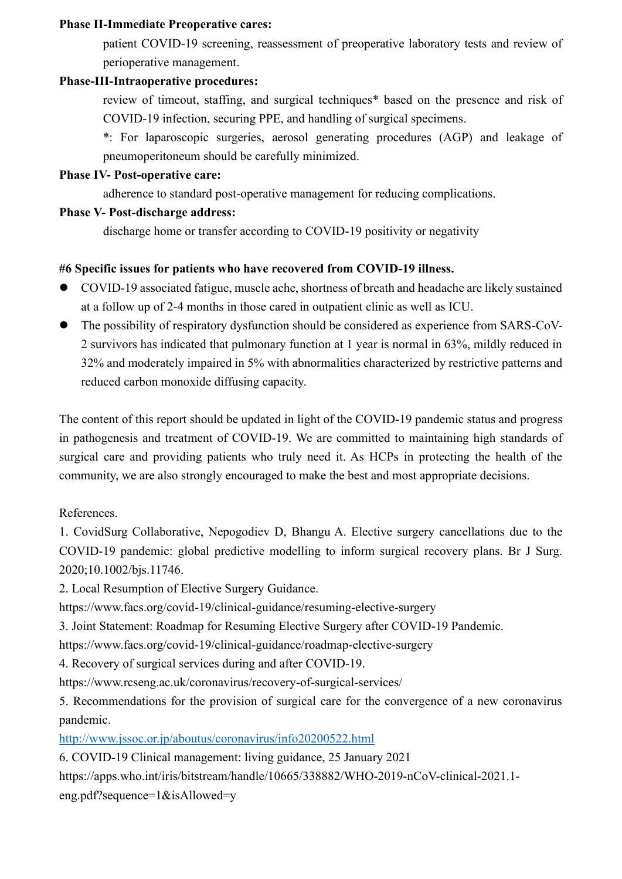**Phase II-Immediate Preoperative cares:**

patient COVID-19 screening, reassessment of preoperative laboratory tests and review of perioperative management.

**Phase-III-Intraoperative procedures:**

review of timeout, staffing, and surgical techniques* based on the presence and risk of COVID-19 infection, securing PPE, and handling of surgical specimens.

*: For laparoscopic surgeries, aerosol generating procedures (AGP) and leakage of pneumoperitoneum should be carefully minimized.

**Phase IV- Post-operative care:**

adherence to standard post-operative management for reducing complications.

**Phase V- Post-discharge address:**

discharge home or transfer according to COVID-19 positivity or negativity

**#6 Specific issues for patients who have recovered from COVID-19 illness.**

- COVID-19 associated fatigue, muscle ache, shortness of breath and headache are likely sustained at a follow up of 2-4 months in those cared in outpatient clinic as well as ICU.
- The possibility of respiratory dysfunction should be considered as experience from SARS-CoV-2 survivors has indicated that pulmonary function at 1 year is normal in 63%, mildly reduced in 32% and moderately impaired in 5% with abnormalities characterized by restrictive patterns and reduced carbon monoxide diffusing capacity.

The content of this report should be updated in light of the COVID-19 pandemic status and progress in pathogenesis and treatment of COVID-19. We are committed to maintaining high standards of surgical care and providing patients who truly need it. As HCPs in protecting the health of the community, we are also strongly encouraged to make the best and most appropriate decisions.

References.

1. CovidSurg Collaborative, Nepogodiev D, Bhangu A. Elective surgery cancellations due to the COVID-19 pandemic: global predictive modelling to inform surgical recovery plans. Br J Surg. 2020;10.1002/bjs.11746.
2. Local Resumption of Elective Surgery Guidance.
https://www.facs.org/covid-19/clinical-guidance/resuming-elective-surgery
3. Joint Statement: Roadmap for Resuming Elective Surgery after COVID-19 Pandemic.
https://www.facs.org/covid-19/clinical-guidance/roadmap-elective-surgery
4. Recovery of surgical services during and after COVID-19.
https://www.rcseng.ac.uk/coronavirus/recovery-of-surgical-services/
5. Recommendations for the provision of surgical care for the convergence of a new coronavirus pandemic.
http://www.jssoc.or.jp/aboutus/coronavirus/info20200522.html
6. COVID-19 Clinical management: living guidance, 25 January 2021
https://apps.who.int/iris/bitstream/handle/10665/338882/WHO-2019-nCoV-clinical-2021.1-eng.pdf?sequence=1&isAllowed=y